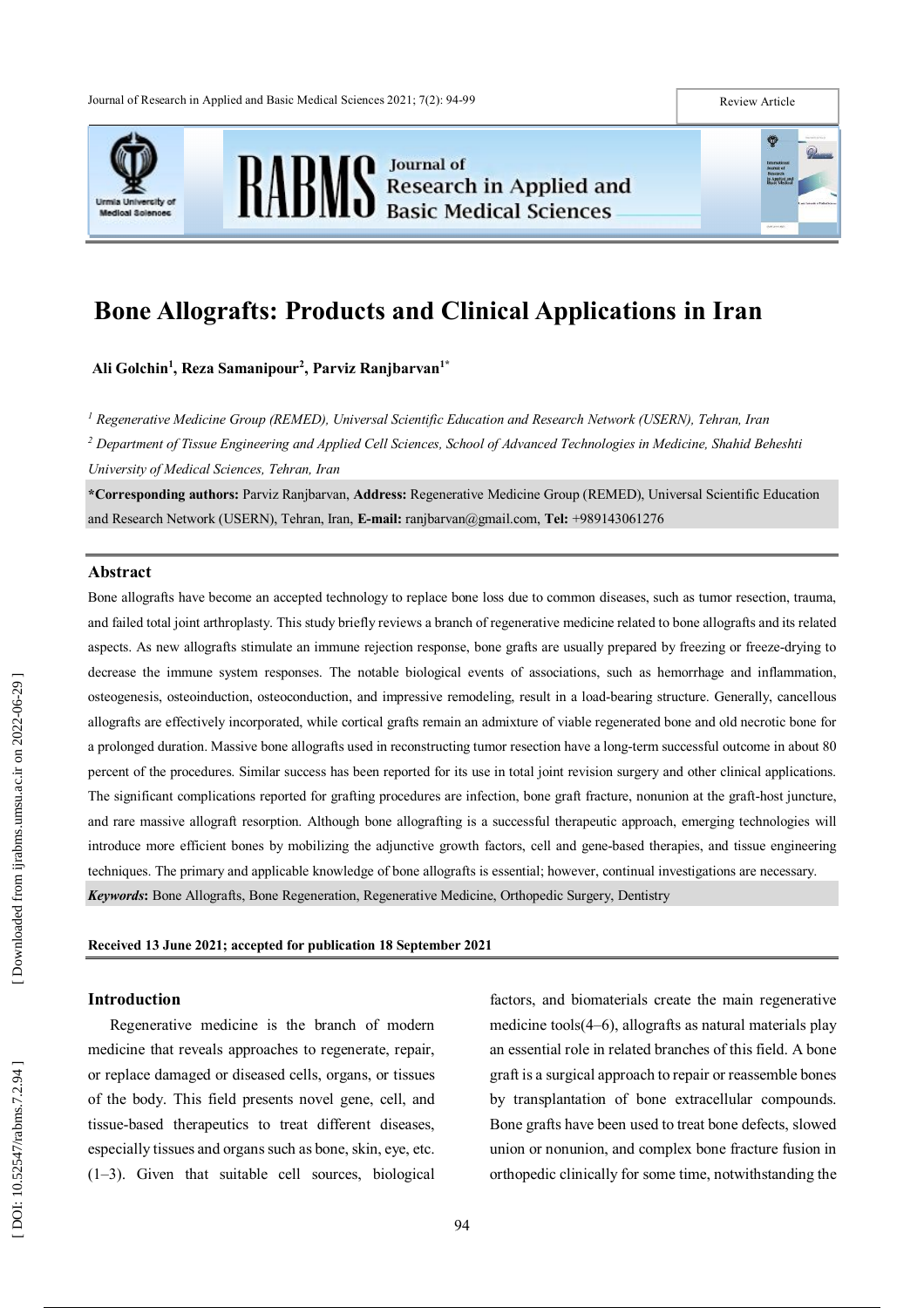Review Article

# Bone Allografts: Products and Clinical Applications in Iran

**Ali Golchin[1], Reza Samanipour[2], Parviz Ranjbarvan[1*]**

*[1] Regenerative Medicine Group (REMED), Universal Scientific Education and Research Network (USERN), Tehran, Iran*

*[2] Department of Tissue Engineering and Applied Cell Sciences, School of Advanced Technologies in Medicine, Shahid Beheshti University of Medical Sciences, Tehran, Iran*

**\*Corresponding authors:** Parviz Ranjbarvan, **Address:** Regenerative Medicine Group (REMED), Universal Scientific Education and Research Network (USERN), Tehran, Iran, **E-mail:** ranjbarvan@gmail.com, **Tel:** +989143061276

## Abstract

Bone allografts have become an accepted technology to replace bone loss due to common diseases, such as tumor resection, trauma, and failed total joint arthroplasty. This study briefly reviews a branch of regenerative medicine related to bone allografts and its related aspects. As new allografts stimulate an immune rejection response, bone grafts are usually prepared by freezing or freeze-drying to decrease the immune system responses. The notable biological events of associations, such as hemorrhage and inflammation, osteogenesis, osteoinduction, osteoconduction, and impressive remodeling, result in a load-bearing structure. Generally, cancellous allografts are effectively incorporated, while cortical grafts remain an admixture of viable regenerated bone and old necrotic bone for a prolonged duration. Massive bone allografts used in reconstructing tumor resection have a long-term successful outcome in about 80 percent of the procedures. Similar success has been reported for its use in total joint revision surgery and other clinical applications. The significant complications reported for grafting procedures are infection, bone graft fracture, nonunion at the graft-host juncture, and rare massive allograft resorption. Although bone allografting is a successful therapeutic approach, emerging technologies will introduce more efficient bones by mobilizing the adjunctive growth factors, cell and gene-based therapies, and tissue engineering techniques. The primary and applicable knowledge of bone allografts is essential; however, continual investigations are necessary.

***Keywords*:** Bone Allografts, Bone Regeneration, Regenerative Medicine, Orthopedic Surgery, Dentistry

**Received 13 June 2021; accepted for publication 18 September 2021**

## Introduction

Regenerative medicine is the branch of modern medicine that reveals approaches to regenerate, repair, or replace damaged or diseased cells, organs, or tissues of the body. This field presents novel gene, cell, and tissue-based therapeutics to treat different diseases, especially tissues and organs such as bone, skin, eye, etc. (1–3). Given that suitable cell sources, biological factors, and biomaterials create the main regenerative medicine tools(4–6), allografts as natural materials play an essential role in related branches of this field. A bone graft is a surgical approach to repair or reassemble bones by transplantation of bone extracellular compounds. Bone grafts have been used to treat bone defects, slowed union or nonunion, and complex bone fracture fusion in orthopedic clinically for some time, notwithstanding the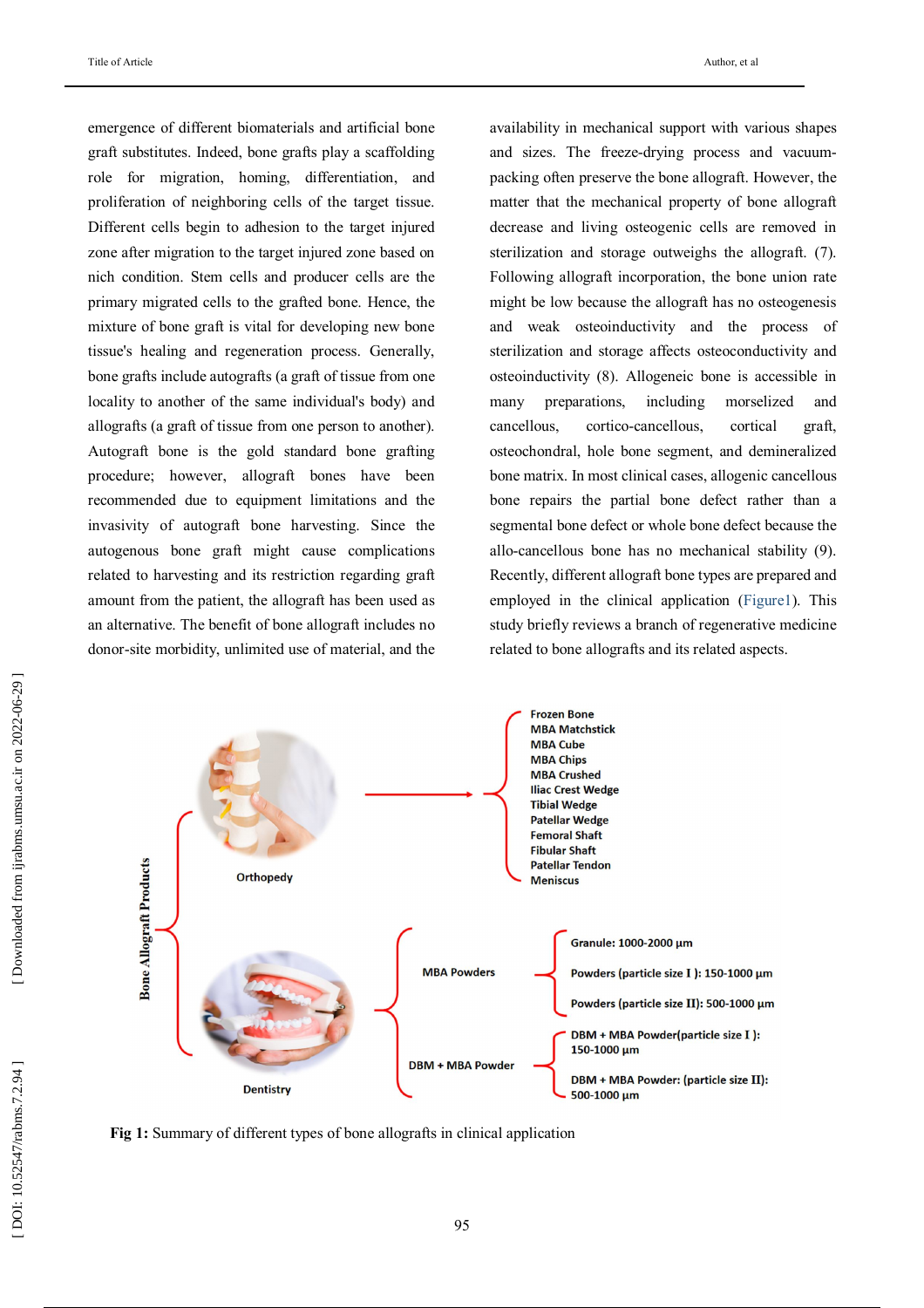emergence of different biomaterials and artificial bone graft substitutes. Indeed, bone grafts play a scaffolding role for migration, homing, differentiation, and proliferation of neighboring cells of the target tissue. Different cells begin to adhesion to the target injured zone after migration to the target injured zone based on nich condition. Stem cells and producer cells are the primary migrated cells to the grafted bone. Hence, the mixture of bone graft is vital for developing new bone tissue's healing and regeneration process. Generally, bone grafts include autografts (a graft of tissue from one locality to another of the same individual's body) and allografts (a graft of tissue from one person to another). Autograft bone is the gold standard bone grafting procedure; however, allograft bones have been recommended due to equipment limitations and the invasivity of autograft bone harvesting. Since the autogenous bone graft might cause complications related to harvesting and its restriction regarding graft amount from the patient, the allograft has been used as an alternative. The benefit of bone allograft includes no donor-site morbidity, unlimited use of material, and the availability in mechanical support with various shapes and sizes. The freeze-drying process and vacuum-packing often preserve the bone allograft. However, the matter that the mechanical property of bone allograft decrease and living osteogenic cells are removed in sterilization and storage outweighs the allograft. (7). Following allograft incorporation, the bone union rate might be low because the allograft has no osteogenesis and weak osteoinductivity and the process of sterilization and storage affects osteoconductivity and osteoinductivity (8). Allogeneic bone is accessible in many preparations, including morselized and cancellous, cortico-cancellous, cortical graft, osteochondral, hole bone segment, and demineralized bone matrix. In most clinical cases, allogenic cancellous bone repairs the partial bone defect rather than a segmental bone defect or whole bone defect because the allo-cancellous bone has no mechanical stability (9). Recently, different allograft bone types are prepared and employed in the clinical application (Figure1). This study briefly reviews a branch of regenerative medicine related to bone allografts and its related aspects.

**Fig 1:** Summary of different types of bone allografts in clinical application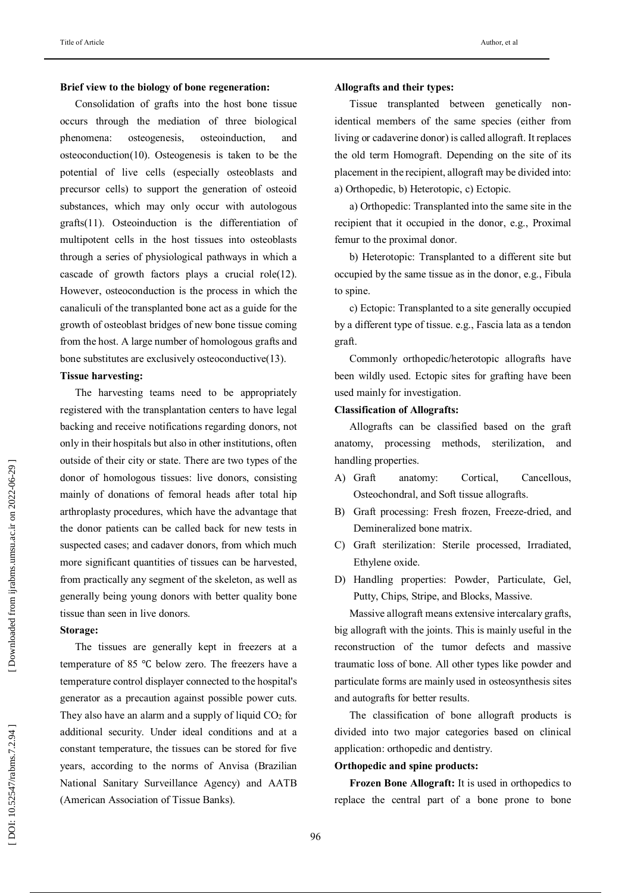**Brief view to the biology of bone regeneration:**

Consolidation of grafts into the host bone tissue occurs through the mediation of three biological phenomena: osteogenesis, osteoinduction, and osteoconduction(10). Osteogenesis is taken to be the potential of live cells (especially osteoblasts and precursor cells) to support the generation of osteoid substances, which may only occur with autologous grafts(11). Osteoinduction is the differentiation of multipotent cells in the host tissues into osteoblasts through a series of physiological pathways in which a cascade of growth factors plays a crucial role(12). However, osteoconduction is the process in which the canaliculi of the transplanted bone act as a guide for the growth of osteoblast bridges of new bone tissue coming from the host. A large number of homologous grafts and bone substitutes are exclusively osteoconductive(13).

**Tissue harvesting:**

The harvesting teams need to be appropriately registered with the transplantation centers to have legal backing and receive notifications regarding donors, not only in their hospitals but also in other institutions, often outside of their city or state. There are two types of the donor of homologous tissues: live donors, consisting mainly of donations of femoral heads after total hip arthroplasty procedures, which have the advantage that the donor patients can be called back for new tests in suspected cases; and cadaver donors, from which much more significant quantities of tissues can be harvested, from practically any segment of the skeleton, as well as generally being young donors with better quality bone tissue than seen in live donors.

**Storage:**

The tissues are generally kept in freezers at a temperature of 85 ℃ below zero. The freezers have a temperature control displayer connected to the hospital's generator as a precaution against possible power cuts. They also have an alarm and a supply of liquid $CO_2$ for additional security. Under ideal conditions and at a constant temperature, the tissues can be stored for five years, according to the norms of Anvisa (Brazilian National Sanitary Surveillance Agency) and AATB (American Association of Tissue Banks).

**Allografts and their types:**

Tissue transplanted between genetically non-identical members of the same species (either from living or cadaverine donor) is called allograft. It replaces the old term Homograft. Depending on the site of its placement in the recipient, allograft may be divided into: a) Orthopedic, b) Heterotopic, c) Ectopic.

a) Orthopedic: Transplanted into the same site in the recipient that it occupied in the donor, e.g., Proximal femur to the proximal donor.

b) Heterotopic: Transplanted to a different site but occupied by the same tissue as in the donor, e.g., Fibula to spine.

c) Ectopic: Transplanted to a site generally occupied by a different type of tissue. e.g., Fascia lata as a tendon graft.

Commonly orthopedic/heterotopic allografts have been wildly used. Ectopic sites for grafting have been used mainly for investigation.

**Classification of Allografts:**

Allografts can be classified based on the graft anatomy, processing methods, sterilization, and handling properties.

A) Graft anatomy: Cortical, Cancellous, Osteochondral, and Soft tissue allografts.
B) Graft processing: Fresh frozen, Freeze-dried, and Demineralized bone matrix.
C) Graft sterilization: Sterile processed, Irradiated, Ethylene oxide.
D) Handling properties: Powder, Particulate, Gel, Putty, Chips, Stripe, and Blocks, Massive.

Massive allograft means extensive intercalary grafts, big allograft with the joints. This is mainly useful in the reconstruction of the tumor defects and massive traumatic loss of bone. All other types like powder and particulate forms are mainly used in osteosynthesis sites and autografts for better results.

The classification of bone allograft products is divided into two major categories based on clinical application: orthopedic and dentistry.

**Orthopedic and spine products:**

**Frozen Bone Allograft:** It is used in orthopedics to replace the central part of a bone prone to bone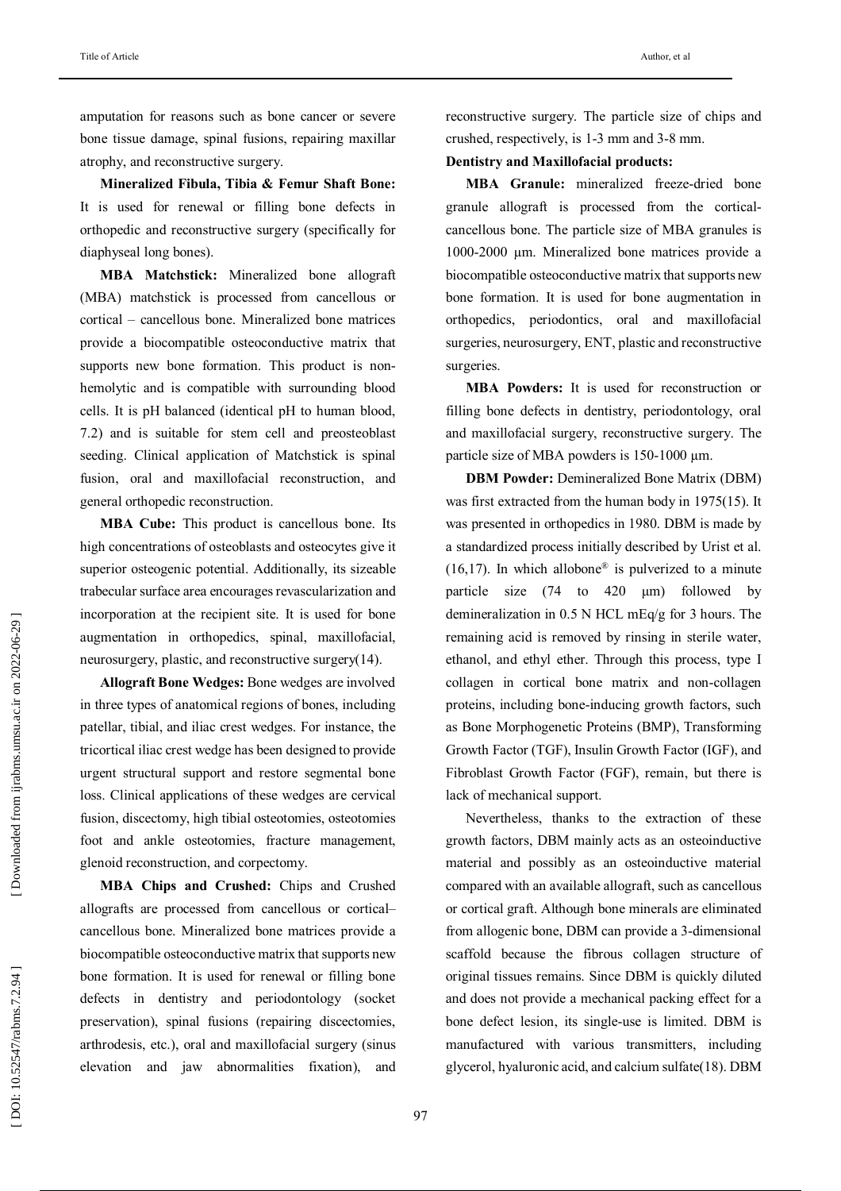amputation for reasons such as bone cancer or severe bone tissue damage, spinal fusions, repairing maxillar atrophy, and reconstructive surgery.

**Mineralized Fibula, Tibia & Femur Shaft Bone:** It is used for renewal or filling bone defects in orthopedic and reconstructive surgery (specifically for diaphyseal long bones).

**MBA Matchstick:** Mineralized bone allograft (MBA) matchstick is processed from cancellous or cortical – cancellous bone. Mineralized bone matrices provide a biocompatible osteoconductive matrix that supports new bone formation. This product is non-hemolytic and is compatible with surrounding blood cells. It is pH balanced (identical pH to human blood, 7.2) and is suitable for stem cell and preosteoblast seeding. Clinical application of Matchstick is spinal fusion, oral and maxillofacial reconstruction, and general orthopedic reconstruction.

**MBA Cube:** This product is cancellous bone. Its high concentrations of osteoblasts and osteocytes give it superior osteogenic potential. Additionally, its sizeable trabecular surface area encourages revascularization and incorporation at the recipient site. It is used for bone augmentation in orthopedics, spinal, maxillofacial, neurosurgery, plastic, and reconstructive surgery(14).

**Allograft Bone Wedges:** Bone wedges are involved in three types of anatomical regions of bones, including patellar, tibial, and iliac crest wedges. For instance, the tricortical iliac crest wedge has been designed to provide urgent structural support and restore segmental bone loss. Clinical applications of these wedges are cervical fusion, discectomy, high tibial osteotomies, osteotomies foot and ankle osteotomies, fracture management, glenoid reconstruction, and corpectomy.

**MBA Chips and Crushed:** Chips and Crushed allografts are processed from cancellous or cortical–cancellous bone. Mineralized bone matrices provide a biocompatible osteoconductive matrix that supports new bone formation. It is used for renewal or filling bone defects in dentistry and periodontology (socket preservation), spinal fusions (repairing discectomies, arthrodesis, etc.), oral and maxillofacial surgery (sinus elevation and jaw abnormalities fixation), and reconstructive surgery. The particle size of chips and crushed, respectively, is 1-3 mm and 3-8 mm.

**Dentistry and Maxillofacial products:**

**MBA Granule:** mineralized freeze-dried bone granule allograft is processed from the cortical-cancellous bone. The particle size of MBA granules is 1000-2000 µm. Mineralized bone matrices provide a biocompatible osteoconductive matrix that supports new bone formation. It is used for bone augmentation in orthopedics, periodontics, oral and maxillofacial surgeries, neurosurgery, ENT, plastic and reconstructive surgeries.

**MBA Powders:** It is used for reconstruction or filling bone defects in dentistry, periodontology, oral and maxillofacial surgery, reconstructive surgery. The particle size of MBA powders is 150-1000 µm.

**DBM Powder:** Demineralized Bone Matrix (DBM) was first extracted from the human body in 1975(15). It was presented in orthopedics in 1980. DBM is made by a standardized process initially described by Urist et al. (16,17). In which allobone® is pulverized to a minute particle size (74 to 420 µm) followed by demineralization in 0.5 N HCL mEq/g for 3 hours. The remaining acid is removed by rinsing in sterile water, ethanol, and ethyl ether. Through this process, type I collagen in cortical bone matrix and non-collagen proteins, including bone-inducing growth factors, such as Bone Morphogenetic Proteins (BMP), Transforming Growth Factor (TGF), Insulin Growth Factor (IGF), and Fibroblast Growth Factor (FGF), remain, but there is lack of mechanical support.

Nevertheless, thanks to the extraction of these growth factors, DBM mainly acts as an osteoinductive material and possibly as an osteoinductive material compared with an available allograft, such as cancellous or cortical graft. Although bone minerals are eliminated from allogenic bone, DBM can provide a 3-dimensional scaffold because the fibrous collagen structure of original tissues remains. Since DBM is quickly diluted and does not provide a mechanical packing effect for a bone defect lesion, its single-use is limited. DBM is manufactured with various transmitters, including glycerol, hyaluronic acid, and calcium sulfate(18). DBM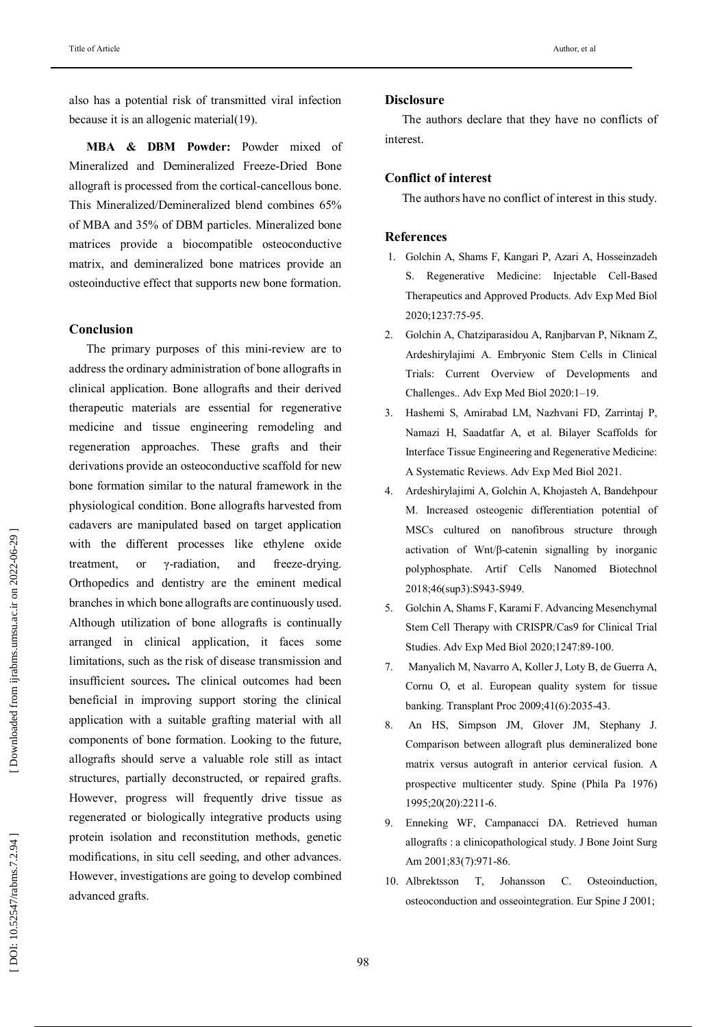also has a potential risk of transmitted viral infection because it is an allogenic material(19).

**MBA & DBM Powder:** Powder mixed of Mineralized and Demineralized Freeze-Dried Bone allograft is processed from the cortical-cancellous bone. This Mineralized/Demineralized blend combines 65% of MBA and 35% of DBM particles. Mineralized bone matrices provide a biocompatible osteoconductive matrix, and demineralized bone matrices provide an osteoinductive effect that supports new bone formation.

## Conclusion

The primary purposes of this mini-review are to address the ordinary administration of bone allografts in clinical application. Bone allografts and their derived therapeutic materials are essential for regenerative medicine and tissue engineering remodeling and regeneration approaches. These grafts and their derivations provide an osteoconductive scaffold for new bone formation similar to the natural framework in the physiological condition. Bone allografts harvested from cadavers are manipulated based on target application with the different processes like ethylene oxide treatment, or γ-radiation, and freeze-drying. Orthopedics and dentistry are the eminent medical branches in which bone allografts are continuously used. Although utilization of bone allografts is continually arranged in clinical application, it faces some limitations, such as the risk of disease transmission and insufficient sources**.** The clinical outcomes had been beneficial in improving support storing the clinical application with a suitable grafting material with all components of bone formation. Looking to the future, allografts should serve a valuable role still as intact structures, partially deconstructed, or repaired grafts. However, progress will frequently drive tissue as regenerated or biologically integrative products using protein isolation and reconstitution methods, genetic modifications, in situ cell seeding, and other advances. However, investigations are going to develop combined advanced grafts.

## Disclosure

The authors declare that they have no conflicts of interest.

## Conflict of interest

The authors have no conflict of interest in this study.

## References

1. Golchin A, Shams F, Kangari P, Azari A, Hosseinzadeh S. Regenerative Medicine: Injectable Cell-Based Therapeutics and Approved Products. Adv Exp Med Biol 2020;1237:75-95.
2. Golchin A, Chatziparasidou A, Ranjbarvan P, Niknam Z, Ardeshirylajimi A. Embryonic Stem Cells in Clinical Trials: Current Overview of Developments and Challenges.. Adv Exp Med Biol 2020:1–19.
3. Hashemi S, Amirabad LM, Nazhvani FD, Zarrintaj P, Namazi H, Saadatfar A, et al. Bilayer Scaffolds for Interface Tissue Engineering and Regenerative Medicine: A Systematic Reviews. Adv Exp Med Biol 2021.
4. Ardeshirylajimi A, Golchin A, Khojasteh A, Bandehpour M. Increased osteogenic differentiation potential of MSCs cultured on nanofibrous structure through activation of Wnt/β-catenin signalling by inorganic polyphosphate. Artif Cells Nanomed Biotechnol 2018;46(sup3):S943-S949.
5. Golchin A, Shams F, Karami F. Advancing Mesenchymal Stem Cell Therapy with CRISPR/Cas9 for Clinical Trial Studies. Adv Exp Med Biol 2020;1247:89-100.
7. Manyalich M, Navarro A, Koller J, Loty B, de Guerra A, Cornu O, et al. European quality system for tissue banking. Transplant Proc 2009;41(6):2035-43.
8. An HS, Simpson JM, Glover JM, Stephany J. Comparison between allograft plus demineralized bone matrix versus autograft in anterior cervical fusion. A prospective multicenter study. Spine (Phila Pa 1976) 1995;20(20):2211-6.
9. Enneking WF, Campanacci DA. Retrieved human allografts : a clinicopathological study. J Bone Joint Surg Am 2001;83(7):971-86.
10. Albrektsson T, Johansson C. Osteoinduction, osteoconduction and osseointegration. Eur Spine J 2001;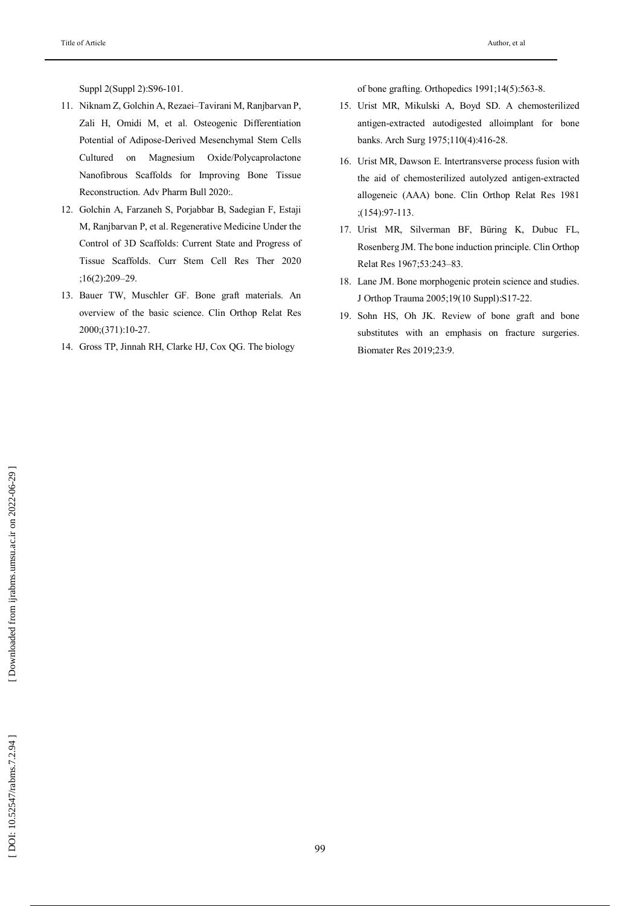Suppl 2(Suppl 2):S96-101.

11. Niknam Z, Golchin A, Rezaei–Tavirani M, Ranjbarvan P, Zali H, Omidi M, et al. Osteogenic Differentiation Potential of Adipose-Derived Mesenchymal Stem Cells Cultured on Magnesium Oxide/Polycaprolactone Nanofibrous Scaffolds for Improving Bone Tissue Reconstruction. Adv Pharm Bull 2020:.
12. Golchin A, Farzaneh S, Porjabbar B, Sadegian F, Estaji M, Ranjbarvan P, et al. Regenerative Medicine Under the Control of 3D Scaffolds: Current State and Progress of Tissue Scaffolds. Curr Stem Cell Res Ther 2020 ;16(2):209–29.
13. Bauer TW, Muschler GF. Bone graft materials. An overview of the basic science. Clin Orthop Relat Res 2000;(371):10-27.
14. Gross TP, Jinnah RH, Clarke HJ, Cox QG. The biology of bone grafting. Orthopedics 1991;14(5):563-8.
15. Urist MR, Mikulski A, Boyd SD. A chemosterilized antigen-extracted autodigested alloimplant for bone banks. Arch Surg 1975;110(4):416-28.
16. Urist MR, Dawson E. Intertransverse process fusion with the aid of chemosterilized autolyzed antigen-extracted allogeneic (AAA) bone. Clin Orthop Relat Res 1981 ;(154):97-113.
17. Urist MR, Silverman BF, Büring K, Dubuc FL, Rosenberg JM. The bone induction principle. Clin Orthop Relat Res 1967;53:243–83.
18. Lane JM. Bone morphogenic protein science and studies. J Orthop Trauma 2005;19(10 Suppl):S17-22.
19. Sohn HS, Oh JK. Review of bone graft and bone substitutes with an emphasis on fracture surgeries. Biomater Res 2019;23:9.